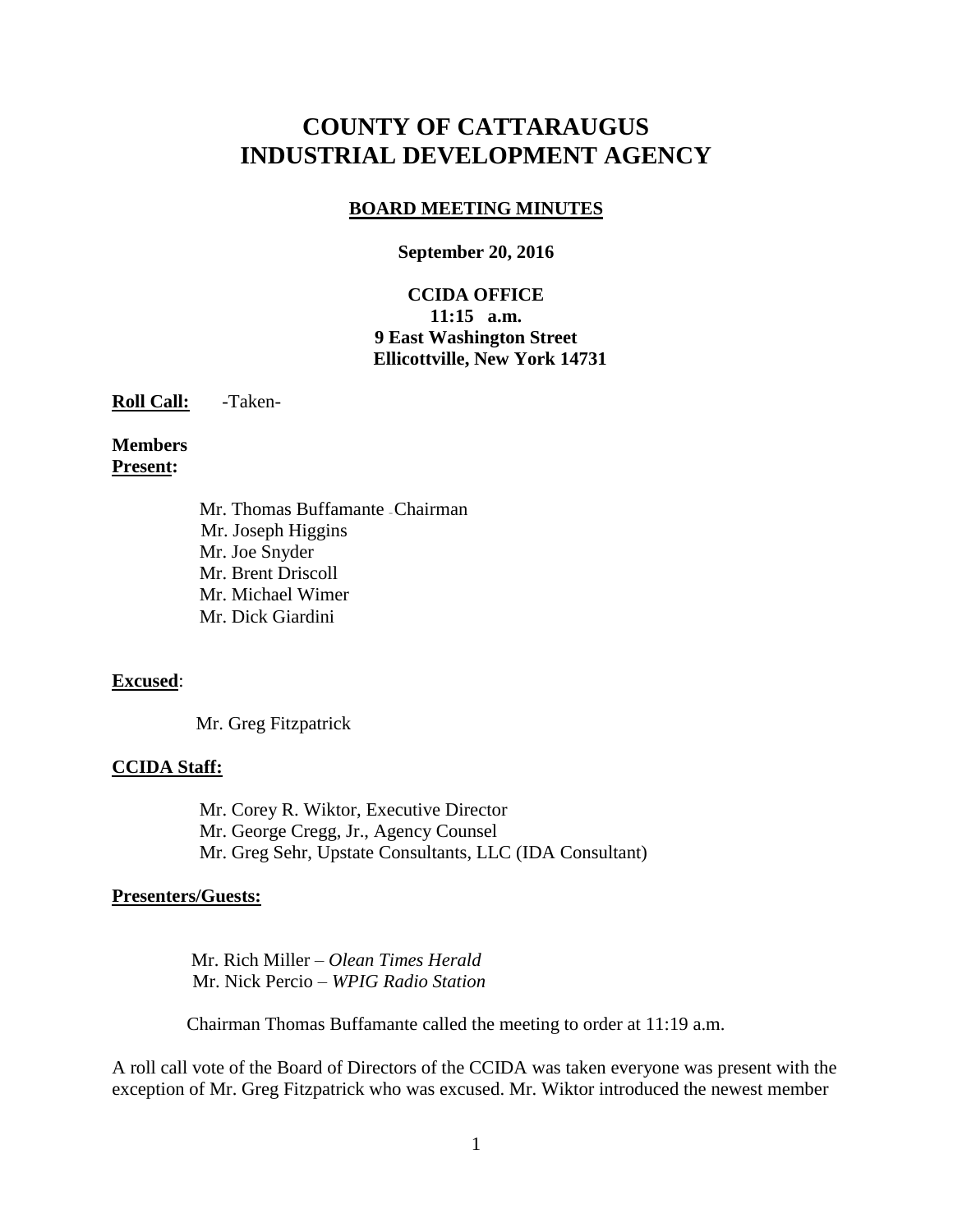# COUNTY OF CATTARAUGUS INDUSTRIAL DEVELOPMENT AGENCY

## BOARD MEETING MINUTES

**September 20, 2016**

**CCIDA OFFICE**
**11:15 a.m.**
**9 East Washington Street**
**Ellicottville, New York 14731**

**Roll Call:** -Taken-

**Members Present:**

Mr. Thomas Buffamante – Chairman
Mr. Joseph Higgins
Mr. Joe Snyder
Mr. Brent Driscoll
Mr. Michael Wimer
Mr. Dick Giardini

**Excused**:

Mr. Greg Fitzpatrick

**CCIDA Staff:**

Mr. Corey R. Wiktor, Executive Director
Mr. George Cregg, Jr., Agency Counsel
Mr. Greg Sehr, Upstate Consultants, LLC (IDA Consultant)

**Presenters/Guests:**

Mr. Rich Miller – *Olean Times Herald*
Mr. Nick Percio – *WPIG Radio Station*

Chairman Thomas Buffamante called the meeting to order at 11:19 a.m.

A roll call vote of the Board of Directors of the CCIDA was taken everyone was present with the exception of Mr. Greg Fitzpatrick who was excused. Mr. Wiktor introduced the newest member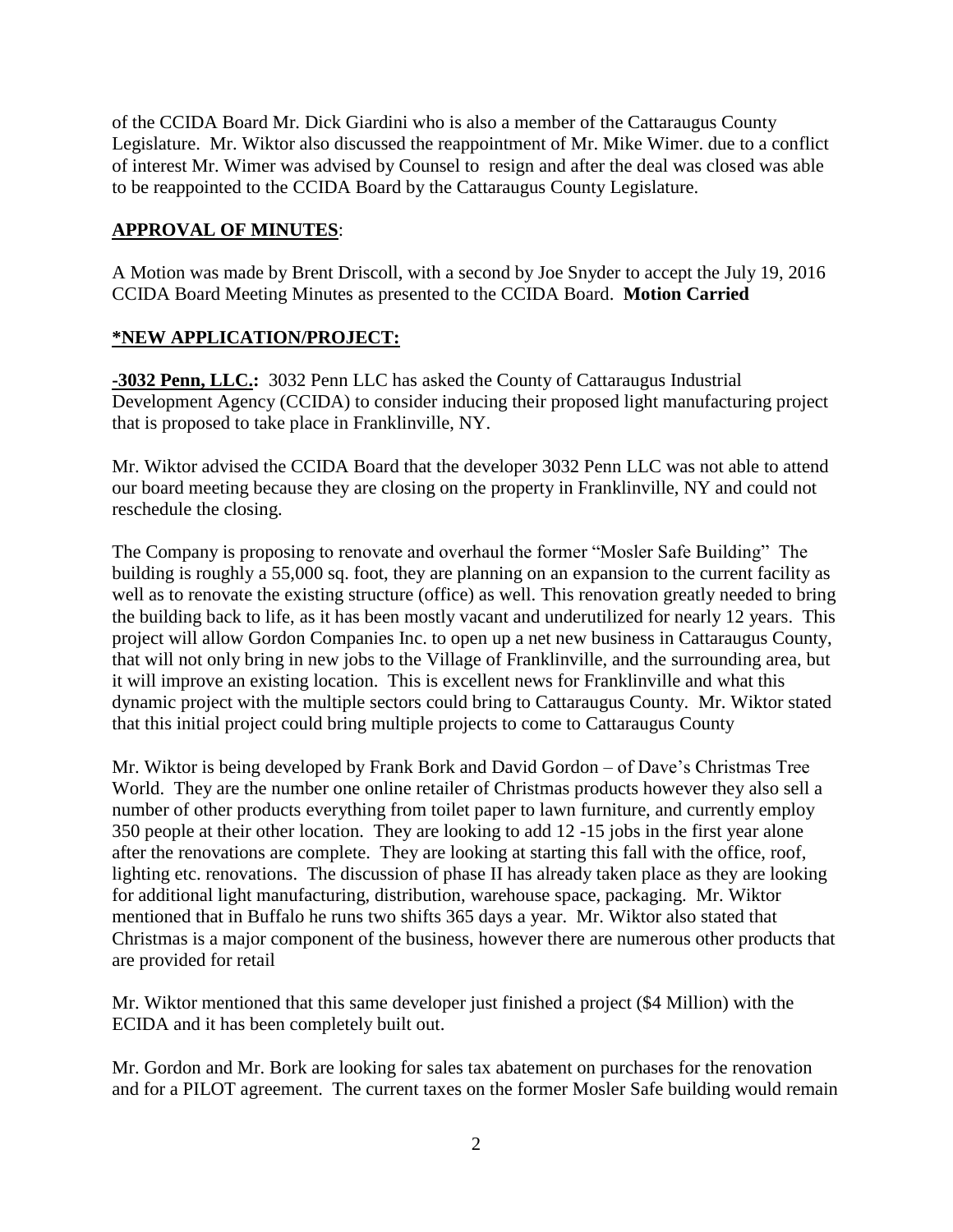of the CCIDA Board Mr. Dick Giardini who is also a member of the Cattaraugus County Legislature. Mr. Wiktor also discussed the reappointment of Mr. Mike Wimer. due to a conflict of interest Mr. Wimer was advised by Counsel to resign and after the deal was closed was able to be reappointed to the CCIDA Board by the Cattaraugus County Legislature.

## **APPROVAL OF MINUTES**:

A Motion was made by Brent Driscoll, with a second by Joe Snyder to accept the July 19, 2016 CCIDA Board Meeting Minutes as presented to the CCIDA Board. **Motion Carried**

## ***NEW APPLICATION/PROJECT:**

**-3032 Penn, LLC.:** 3032 Penn LLC has asked the County of Cattaraugus Industrial Development Agency (CCIDA) to consider inducing their proposed light manufacturing project that is proposed to take place in Franklinville, NY.

Mr. Wiktor advised the CCIDA Board that the developer 3032 Penn LLC was not able to attend our board meeting because they are closing on the property in Franklinville, NY and could not reschedule the closing.

The Company is proposing to renovate and overhaul the former "Mosler Safe Building" The building is roughly a 55,000 sq. foot, they are planning on an expansion to the current facility as well as to renovate the existing structure (office) as well. This renovation greatly needed to bring the building back to life, as it has been mostly vacant and underutilized for nearly 12 years. This project will allow Gordon Companies Inc. to open up a net new business in Cattaraugus County, that will not only bring in new jobs to the Village of Franklinville, and the surrounding area, but it will improve an existing location. This is excellent news for Franklinville and what this dynamic project with the multiple sectors could bring to Cattaraugus County. Mr. Wiktor stated that this initial project could bring multiple projects to come to Cattaraugus County

Mr. Wiktor is being developed by Frank Bork and David Gordon – of Dave's Christmas Tree World. They are the number one online retailer of Christmas products however they also sell a number of other products everything from toilet paper to lawn furniture, and currently employ 350 people at their other location. They are looking to add 12 -15 jobs in the first year alone after the renovations are complete. They are looking at starting this fall with the office, roof, lighting etc. renovations. The discussion of phase II has already taken place as they are looking for additional light manufacturing, distribution, warehouse space, packaging. Mr. Wiktor mentioned that in Buffalo he runs two shifts 365 days a year. Mr. Wiktor also stated that Christmas is a major component of the business, however there are numerous other products that are provided for retail

Mr. Wiktor mentioned that this same developer just finished a project ($4 Million) with the ECIDA and it has been completely built out.

Mr. Gordon and Mr. Bork are looking for sales tax abatement on purchases for the renovation and for a PILOT agreement. The current taxes on the former Mosler Safe building would remain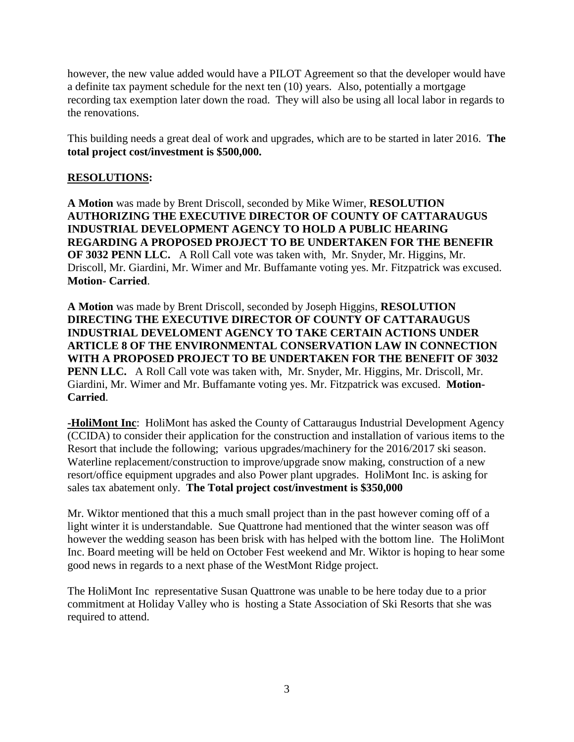however, the new value added would have a PILOT Agreement so that the developer would have a definite tax payment schedule for the next ten (10) years. Also, potentially a mortgage recording tax exemption later down the road. They will also be using all local labor in regards to the renovations.

This building needs a great deal of work and upgrades, which are to be started in later 2016. **The total project cost/investment is $500,000.**

**RESOLUTIONS:**

**A Motion** was made by Brent Driscoll, seconded by Mike Wimer, **RESOLUTION AUTHORIZING THE EXECUTIVE DIRECTOR OF COUNTY OF CATTARAUGUS INDUSTRIAL DEVELOPMENT AGENCY TO HOLD A PUBLIC HEARING REGARDING A PROPOSED PROJECT TO BE UNDERTAKEN FOR THE BENEFIR OF 3032 PENN LLC.** A Roll Call vote was taken with, Mr. Snyder, Mr. Higgins, Mr. Driscoll, Mr. Giardini, Mr. Wimer and Mr. Buffamante voting yes. Mr. Fitzpatrick was excused. **Motion- Carried**.

**A Motion** was made by Brent Driscoll, seconded by Joseph Higgins, **RESOLUTION DIRECTING THE EXECUTIVE DIRECTOR OF COUNTY OF CATTARAUGUS INDUSTRIAL DEVELOMENT AGENCY TO TAKE CERTAIN ACTIONS UNDER ARTICLE 8 OF THE ENVIRONMENTAL CONSERVATION LAW IN CONNECTION WITH A PROPOSED PROJECT TO BE UNDERTAKEN FOR THE BENEFIT OF 3032 PENN LLC.** A Roll Call vote was taken with, Mr. Snyder, Mr. Higgins, Mr. Driscoll, Mr. Giardini, Mr. Wimer and Mr. Buffamante voting yes. Mr. Fitzpatrick was excused. **Motion- Carried**.

**-HoliMont Inc**: HoliMont has asked the County of Cattaraugus Industrial Development Agency (CCIDA) to consider their application for the construction and installation of various items to the Resort that include the following; various upgrades/machinery for the 2016/2017 ski season. Waterline replacement/construction to improve/upgrade snow making, construction of a new resort/office equipment upgrades and also Power plant upgrades. HoliMont Inc. is asking for sales tax abatement only. **The Total project cost/investment is $350,000**

Mr. Wiktor mentioned that this a much small project than in the past however coming off of a light winter it is understandable. Sue Quattrone had mentioned that the winter season was off however the wedding season has been brisk with has helped with the bottom line. The HoliMont Inc. Board meeting will be held on October Fest weekend and Mr. Wiktor is hoping to hear some good news in regards to a next phase of the WestMont Ridge project.

The HoliMont Inc representative Susan Quattrone was unable to be here today due to a prior commitment at Holiday Valley who is hosting a State Association of Ski Resorts that she was required to attend.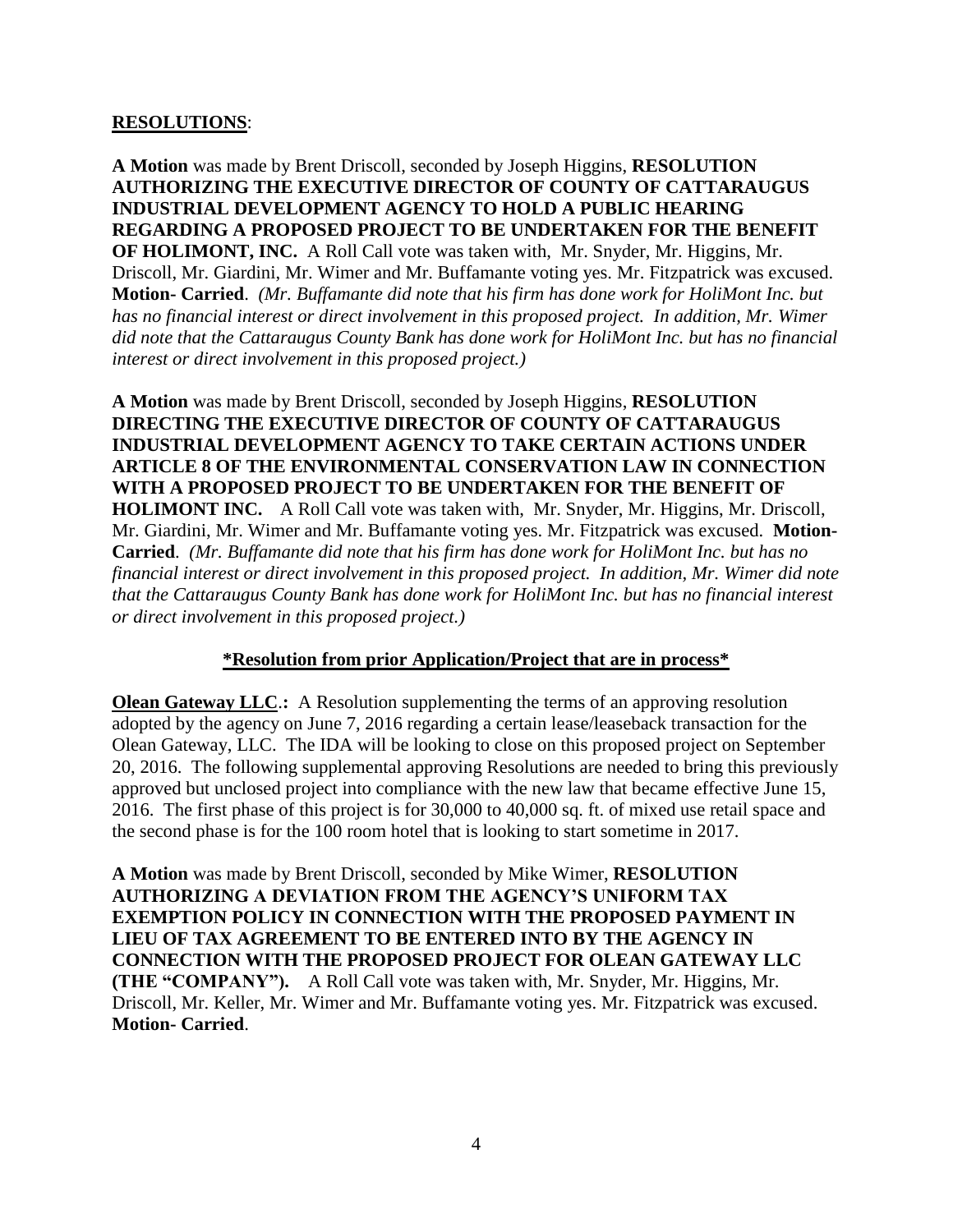**RESOLUTIONS**:

**A Motion** was made by Brent Driscoll, seconded by Joseph Higgins, **RESOLUTION AUTHORIZING THE EXECUTIVE DIRECTOR OF COUNTY OF CATTARAUGUS INDUSTRIAL DEVELOPMENT AGENCY TO HOLD A PUBLIC HEARING REGARDING A PROPOSED PROJECT TO BE UNDERTAKEN FOR THE BENEFIT OF HOLIMONT, INC.** A Roll Call vote was taken with, Mr. Snyder, Mr. Higgins, Mr. Driscoll, Mr. Giardini, Mr. Wimer and Mr. Buffamante voting yes. Mr. Fitzpatrick was excused. **Motion- Carried**. *(Mr. Buffamante did note that his firm has done work for HoliMont Inc. but has no financial interest or direct involvement in this proposed project. In addition, Mr. Wimer did note that the Cattaraugus County Bank has done work for HoliMont Inc. but has no financial interest or direct involvement in this proposed project.)*

**A Motion** was made by Brent Driscoll, seconded by Joseph Higgins, **RESOLUTION DIRECTING THE EXECUTIVE DIRECTOR OF COUNTY OF CATTARAUGUS INDUSTRIAL DEVELOPMENT AGENCY TO TAKE CERTAIN ACTIONS UNDER ARTICLE 8 OF THE ENVIRONMENTAL CONSERVATION LAW IN CONNECTION WITH A PROPOSED PROJECT TO BE UNDERTAKEN FOR THE BENEFIT OF HOLIMONT INC.** A Roll Call vote was taken with, Mr. Snyder, Mr. Higgins, Mr. Driscoll, Mr. Giardini, Mr. Wimer and Mr. Buffamante voting yes. Mr. Fitzpatrick was excused. **Motion- Carried**. *(Mr. Buffamante did note that his firm has done work for HoliMont Inc. but has no financial interest or direct involvement in this proposed project. In addition, Mr. Wimer did note that the Cattaraugus County Bank has done work for HoliMont Inc. but has no financial interest or direct involvement in this proposed project.)*

**\*Resolution from prior Application/Project that are in process\***

**Olean Gateway LLC.:** A Resolution supplementing the terms of an approving resolution adopted by the agency on June 7, 2016 regarding a certain lease/leaseback transaction for the Olean Gateway, LLC. The IDA will be looking to close on this proposed project on September 20, 2016. The following supplemental approving Resolutions are needed to bring this previously approved but unclosed project into compliance with the new law that became effective June 15, 2016. The first phase of this project is for 30,000 to 40,000 sq. ft. of mixed use retail space and the second phase is for the 100 room hotel that is looking to start sometime in 2017.

**A Motion** was made by Brent Driscoll, seconded by Mike Wimer, **RESOLUTION AUTHORIZING A DEVIATION FROM THE AGENCY'S UNIFORM TAX EXEMPTION POLICY IN CONNECTION WITH THE PROPOSED PAYMENT IN LIEU OF TAX AGREEMENT TO BE ENTERED INTO BY THE AGENCY IN CONNECTION WITH THE PROPOSED PROJECT FOR OLEAN GATEWAY LLC (THE "COMPANY").** A Roll Call vote was taken with, Mr. Snyder, Mr. Higgins, Mr. Driscoll, Mr. Keller, Mr. Wimer and Mr. Buffamante voting yes. Mr. Fitzpatrick was excused. **Motion- Carried**.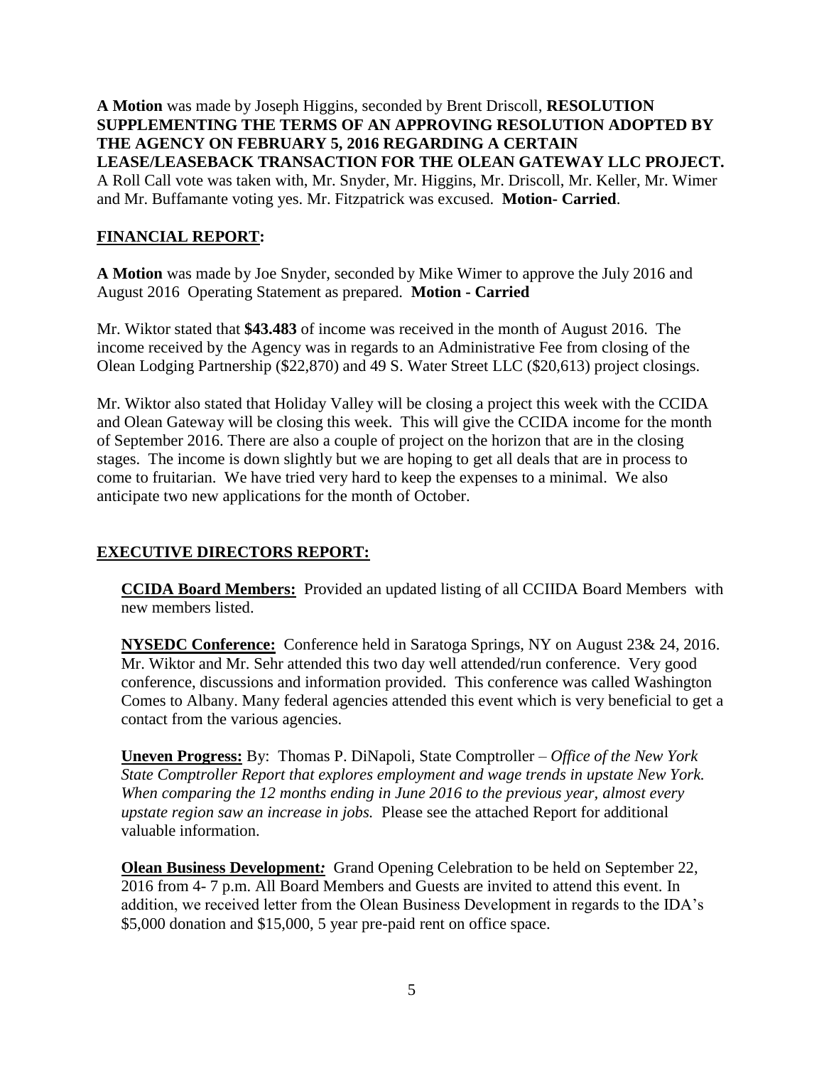**A Motion** was made by Joseph Higgins, seconded by Brent Driscoll, **RESOLUTION SUPPLEMENTING THE TERMS OF AN APPROVING RESOLUTION ADOPTED BY THE AGENCY ON FEBRUARY 5, 2016 REGARDING A CERTAIN LEASE/LEASEBACK TRANSACTION FOR THE OLEAN GATEWAY LLC PROJECT.** A Roll Call vote was taken with, Mr. Snyder, Mr. Higgins, Mr. Driscoll, Mr. Keller, Mr. Wimer and Mr. Buffamante voting yes. Mr. Fitzpatrick was excused. **Motion- Carried**.

## FINANCIAL REPORT:

**A Motion** was made by Joe Snyder, seconded by Mike Wimer to approve the July 2016 and August 2016 Operating Statement as prepared. **Motion - Carried**

Mr. Wiktor stated that **$43.483** of income was received in the month of August 2016. The income received by the Agency was in regards to an Administrative Fee from closing of the Olean Lodging Partnership ($22,870) and 49 S. Water Street LLC ($20,613) project closings.

Mr. Wiktor also stated that Holiday Valley will be closing a project this week with the CCIDA and Olean Gateway will be closing this week. This will give the CCIDA income for the month of September 2016. There are also a couple of project on the horizon that are in the closing stages. The income is down slightly but we are hoping to get all deals that are in process to come to fruitarian. We have tried very hard to keep the expenses to a minimal. We also anticipate two new applications for the month of October.

## EXECUTIVE DIRECTORS REPORT:

**CCIDA Board Members:** Provided an updated listing of all CCIIDA Board Members with new members listed.

**NYSEDC Conference:** Conference held in Saratoga Springs, NY on August 23& 24, 2016. Mr. Wiktor and Mr. Sehr attended this two day well attended/run conference. Very good conference, discussions and information provided. This conference was called Washington Comes to Albany. Many federal agencies attended this event which is very beneficial to get a contact from the various agencies.

**Uneven Progress:** By: Thomas P. DiNapoli, State Comptroller – *Office of the New York State Comptroller Report that explores employment and wage trends in upstate New York. When comparing the 12 months ending in June 2016 to the previous year, almost every upstate region saw an increase in jobs.* Please see the attached Report for additional valuable information.

**Olean Business Development***:* Grand Opening Celebration to be held on September 22, 2016 from 4- 7 p.m. All Board Members and Guests are invited to attend this event. In addition, we received letter from the Olean Business Development in regards to the IDA's $5,000 donation and $15,000, 5 year pre-paid rent on office space.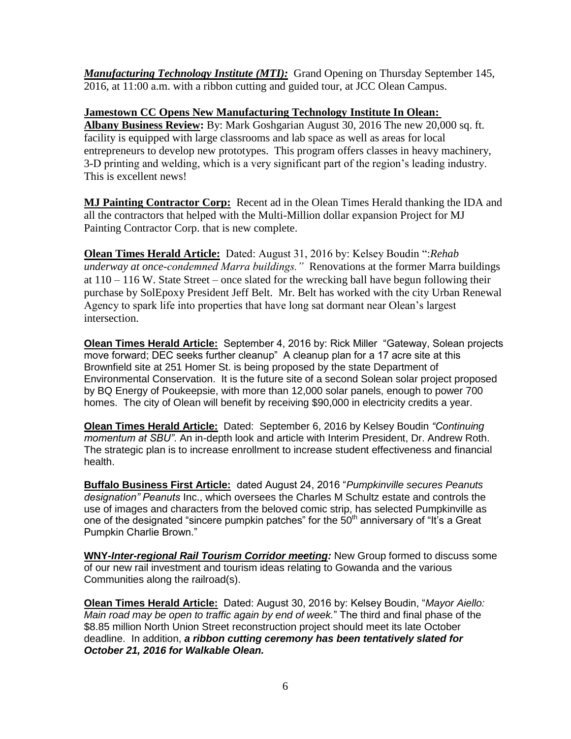***Manufacturing Technology Institute (MTI):*** Grand Opening on Thursday September 145, 2016, at 11:00 a.m. with a ribbon cutting and guided tour, at JCC Olean Campus.

**Jamestown CC Opens New Manufacturing Technology Institute In Olean:**

**Albany Business Review:** By: Mark Goshgarian August 30, 2016 The new 20,000 sq. ft. facility is equipped with large classrooms and lab space as well as areas for local entrepreneurs to develop new prototypes. This program offers classes in heavy machinery, 3-D printing and welding, which is a very significant part of the region's leading industry. This is excellent news!

**MJ Painting Contractor Corp:** Recent ad in the Olean Times Herald thanking the IDA and all the contractors that helped with the Multi-Million dollar expansion Project for MJ Painting Contractor Corp. that is new complete.

**Olean Times Herald Article:** Dated: August 31, 2016 by: Kelsey Boudin ":*Rehab underway at once-condemned Marra buildings."* Renovations at the former Marra buildings at 110 – 116 W. State Street – once slated for the wrecking ball have begun following their purchase by SolEpoxy President Jeff Belt. Mr. Belt has worked with the city Urban Renewal Agency to spark life into properties that have long sat dormant near Olean's largest intersection.

**Olean Times Herald Article:** September 4, 2016 by: Rick Miller "Gateway, Solean projects move forward; DEC seeks further cleanup" A cleanup plan for a 17 acre site at this Brownfield site at 251 Homer St. is being proposed by the state Department of Environmental Conservation. It is the future site of a second Solean solar project proposed by BQ Energy of Poukeepsie, with more than 12,000 solar panels, enough to power 700 homes. The city of Olean will benefit by receiving $90,000 in electricity credits a year.

**Olean Times Herald Article:** Dated: September 6, 2016 by Kelsey Boudin *"Continuing momentum at SBU".* An in-depth look and article with Interim President, Dr. Andrew Roth. The strategic plan is to increase enrollment to increase student effectiveness and financial health.

**Buffalo Business First Article:** dated August 24, 2016 "*Pumpkinville secures Peanuts designation" Peanuts* Inc., which oversees the Charles M Schultz estate and controls the use of images and characters from the beloved comic strip, has selected Pumpkinville as one of the designated "sincere pumpkin patches" for the 50th anniversary of "It's a Great Pumpkin Charlie Brown."

**WNY-*Inter-regional Rail Tourism Corridor meeting:*** New Group formed to discuss some of our new rail investment and tourism ideas relating to Gowanda and the various Communities along the railroad(s).

**Olean Times Herald Article:** Dated: August 30, 2016 by: Kelsey Boudin, "*Mayor Aiello: Main road may be open to traffic again by end of week.*" The third and final phase of the $8.85 million North Union Street reconstruction project should meet its late October deadline. In addition, ***a ribbon cutting ceremony has been tentatively slated for October 21, 2016 for Walkable Olean.***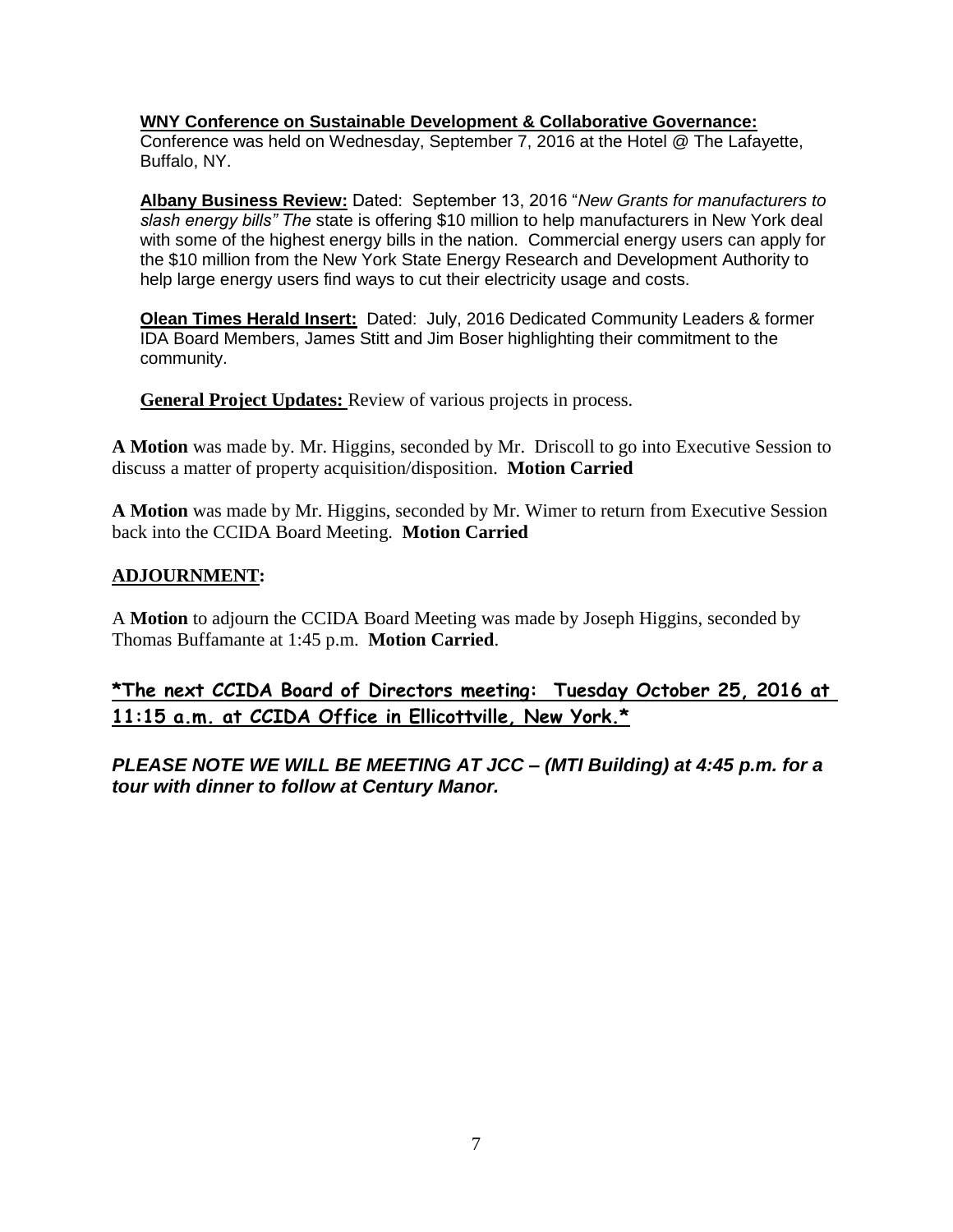**WNY Conference on Sustainable Development & Collaborative Governance:** Conference was held on Wednesday, September 7, 2016 at the Hotel @ The Lafayette, Buffalo, NY.

**Albany Business Review:** Dated: September 13, 2016 "*New Grants for manufacturers to slash energy bills" The* state is offering $10 million to help manufacturers in New York deal with some of the highest energy bills in the nation. Commercial energy users can apply for the $10 million from the New York State Energy Research and Development Authority to help large energy users find ways to cut their electricity usage and costs.

**Olean Times Herald Insert:** Dated: July, 2016 Dedicated Community Leaders & former IDA Board Members, James Stitt and Jim Boser highlighting their commitment to the community.

**General Project Updates:** Review of various projects in process.

**A Motion** was made by. Mr. Higgins, seconded by Mr. Driscoll to go into Executive Session to discuss a matter of property acquisition/disposition. **Motion Carried**

**A Motion** was made by Mr. Higgins, seconded by Mr. Wimer to return from Executive Session back into the CCIDA Board Meeting. **Motion Carried**

## ADJOURNMENT:

A **Motion** to adjourn the CCIDA Board Meeting was made by Joseph Higgins, seconded by Thomas Buffamante at 1:45 p.m. **Motion Carried**.

**\*The next CCIDA Board of Directors meeting: Tuesday October 25, 2016 at 11:15 a.m. at CCIDA Office in Ellicottville, New York.\***

***PLEASE NOTE WE WILL BE MEETING AT JCC – (MTI Building) at 4:45 p.m. for a tour with dinner to follow at Century Manor.***